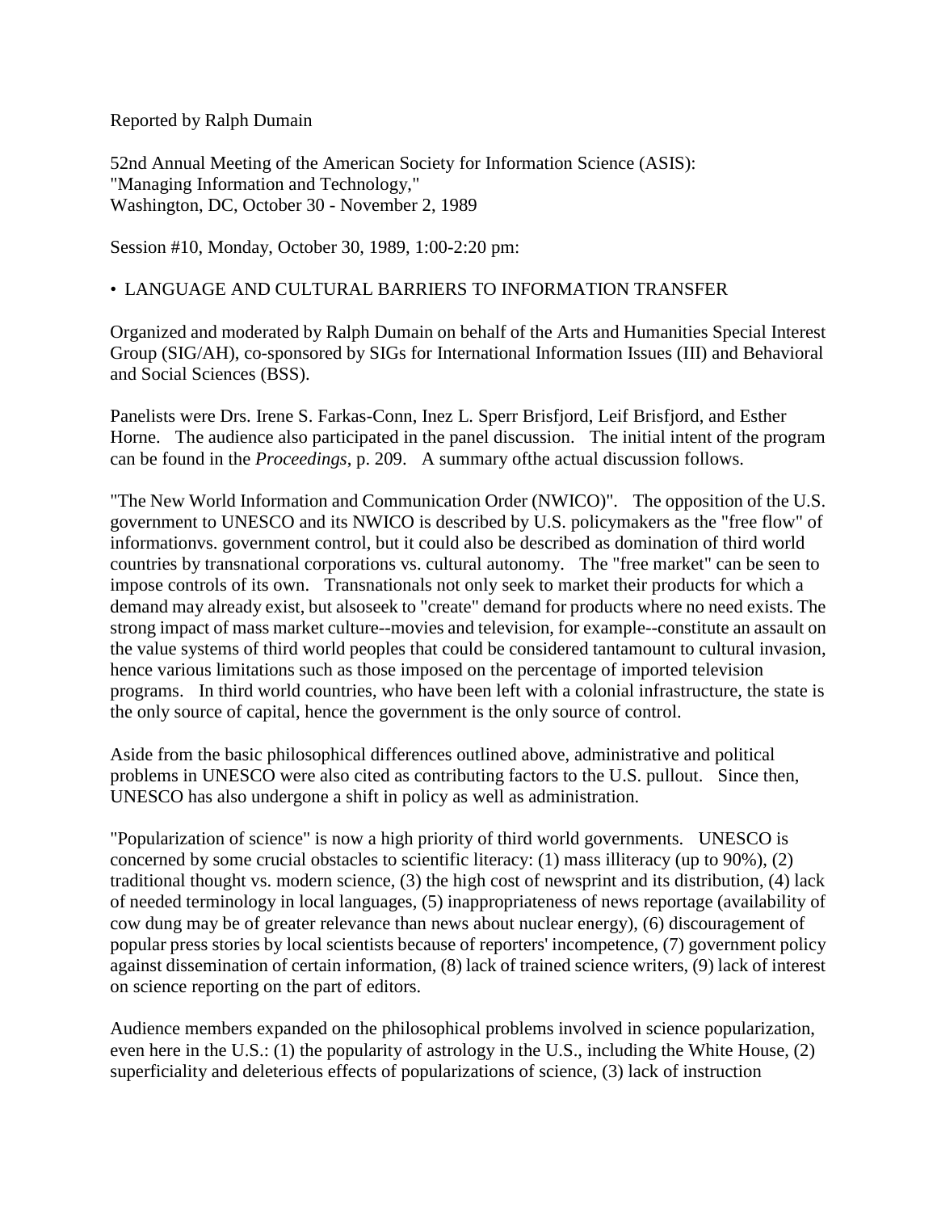Reported by Ralph Dumain

52nd Annual Meeting of the American Society for Information Science (ASIS):
"Managing Information and Technology,"
Washington, DC, October 30 - November 2, 1989

Session #10, Monday, October 30, 1989, 1:00-2:20 pm:

• LANGUAGE AND CULTURAL BARRIERS TO INFORMATION TRANSFER

Organized and moderated by Ralph Dumain on behalf of the Arts and Humanities Special Interest Group (SIG/AH), co-sponsored by SIGs for International Information Issues (III) and Behavioral and Social Sciences (BSS).

Panelists were Drs. Irene S. Farkas-Conn, Inez L. Sperr Brisfjord, Leif Brisfjord, and Esther Horne. The audience also participated in the panel discussion. The initial intent of the program can be found in the *Proceedings*, p. 209. A summary ofthe actual discussion follows.

"The New World Information and Communication Order (NWICO)". The opposition of the U.S. government to UNESCO and its NWICO is described by U.S. policymakers as the "free flow" of informationvs. government control, but it could also be described as domination of third world countries by transnational corporations vs. cultural autonomy. The "free market" can be seen to impose controls of its own. Transnationals not only seek to market their products for which a demand may already exist, but alsoseek to "create" demand for products where no need exists. The strong impact of mass market culture--movies and television, for example--constitute an assault on the value systems of third world peoples that could be considered tantamount to cultural invasion, hence various limitations such as those imposed on the percentage of imported television programs. In third world countries, who have been left with a colonial infrastructure, the state is the only source of capital, hence the government is the only source of control.

Aside from the basic philosophical differences outlined above, administrative and political problems in UNESCO were also cited as contributing factors to the U.S. pullout. Since then, UNESCO has also undergone a shift in policy as well as administration.

"Popularization of science" is now a high priority of third world governments. UNESCO is concerned by some crucial obstacles to scientific literacy: (1) mass illiteracy (up to 90%), (2) traditional thought vs. modern science, (3) the high cost of newsprint and its distribution, (4) lack of needed terminology in local languages, (5) inappropriateness of news reportage (availability of cow dung may be of greater relevance than news about nuclear energy), (6) discouragement of popular press stories by local scientists because of reporters' incompetence, (7) government policy against dissemination of certain information, (8) lack of trained science writers, (9) lack of interest on science reporting on the part of editors.

Audience members expanded on the philosophical problems involved in science popularization, even here in the U.S.: (1) the popularity of astrology in the U.S., including the White House, (2) superficiality and deleterious effects of popularizations of science, (3) lack of instruction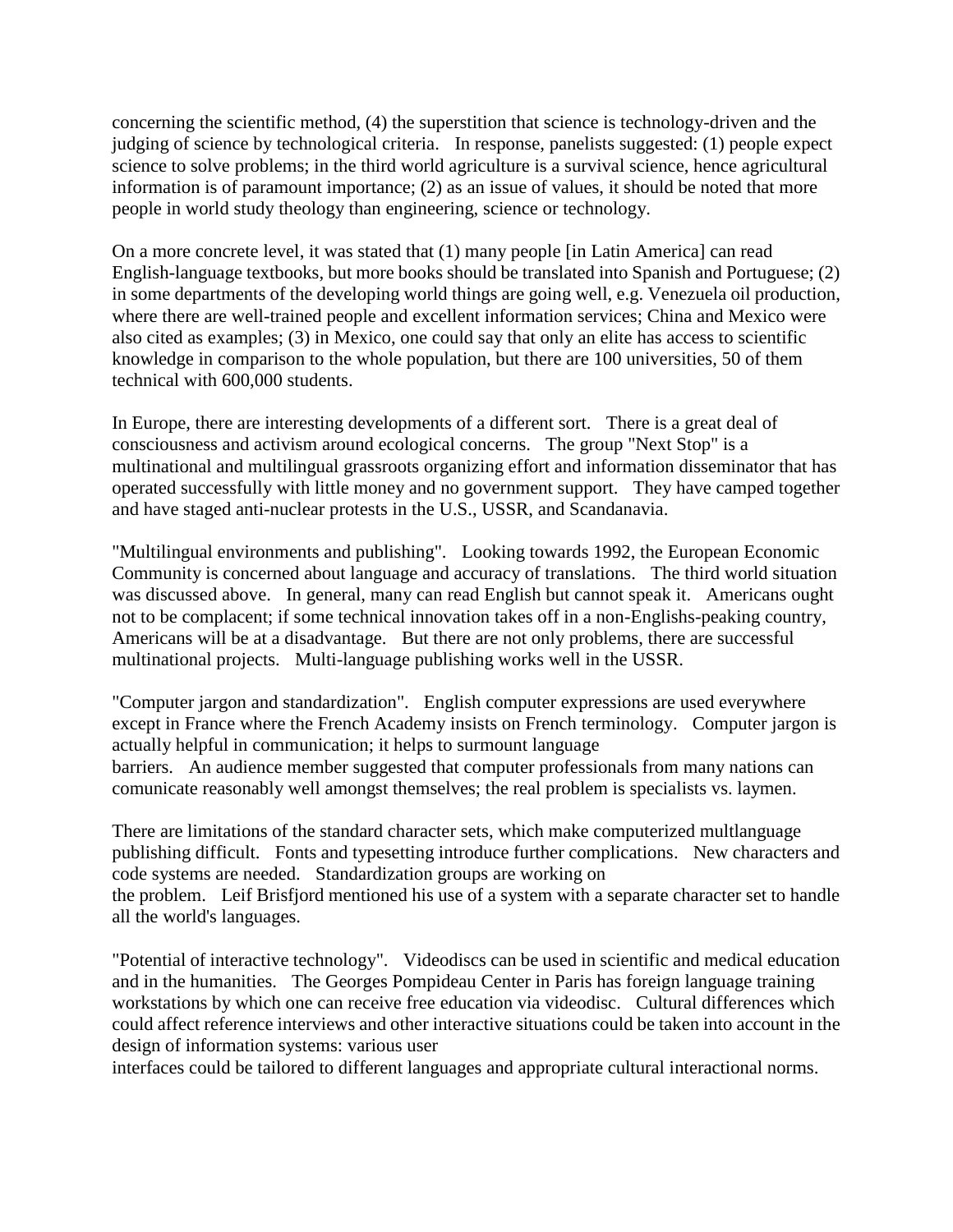concerning the scientific method, (4) the superstition that science is technology-driven and the judging of science by technological criteria. In response, panelists suggested: (1) people expect science to solve problems; in the third world agriculture is a survival science, hence agricultural information is of paramount importance; (2) as an issue of values, it should be noted that more people in world study theology than engineering, science or technology.

On a more concrete level, it was stated that (1) many people [in Latin America] can read English-language textbooks, but more books should be translated into Spanish and Portuguese; (2) in some departments of the developing world things are going well, e.g. Venezuela oil production, where there are well-trained people and excellent information services; China and Mexico were also cited as examples; (3) in Mexico, one could say that only an elite has access to scientific knowledge in comparison to the whole population, but there are 100 universities, 50 of them technical with 600,000 students.

In Europe, there are interesting developments of a different sort. There is a great deal of consciousness and activism around ecological concerns. The group "Next Stop" is a multinational and multilingual grassroots organizing effort and information disseminator that has operated successfully with little money and no government support. They have camped together and have staged anti-nuclear protests in the U.S., USSR, and Scandanavia.

"Multilingual environments and publishing". Looking towards 1992, the European Economic Community is concerned about language and accuracy of translations. The third world situation was discussed above. In general, many can read English but cannot speak it. Americans ought not to be complacent; if some technical innovation takes off in a non-Englishs-peaking country, Americans will be at a disadvantage. But there are not only problems, there are successful multinational projects. Multi-language publishing works well in the USSR.

"Computer jargon and standardization". English computer expressions are used everywhere except in France where the French Academy insists on French terminology. Computer jargon is actually helpful in communication; it helps to surmount language barriers. An audience member suggested that computer professionals from many nations can comunicate reasonably well amongst themselves; the real problem is specialists vs. laymen.

There are limitations of the standard character sets, which make computerized multlanguage publishing difficult. Fonts and typesetting introduce further complications. New characters and code systems are needed. Standardization groups are working on the problem. Leif Brisfjord mentioned his use of a system with a separate character set to handle all the world's languages.

"Potential of interactive technology". Videodiscs can be used in scientific and medical education and in the humanities. The Georges Pompideau Center in Paris has foreign language training workstations by which one can receive free education via videodisc. Cultural differences which could affect reference interviews and other interactive situations could be taken into account in the design of information systems: various user interfaces could be tailored to different languages and appropriate cultural interactional norms.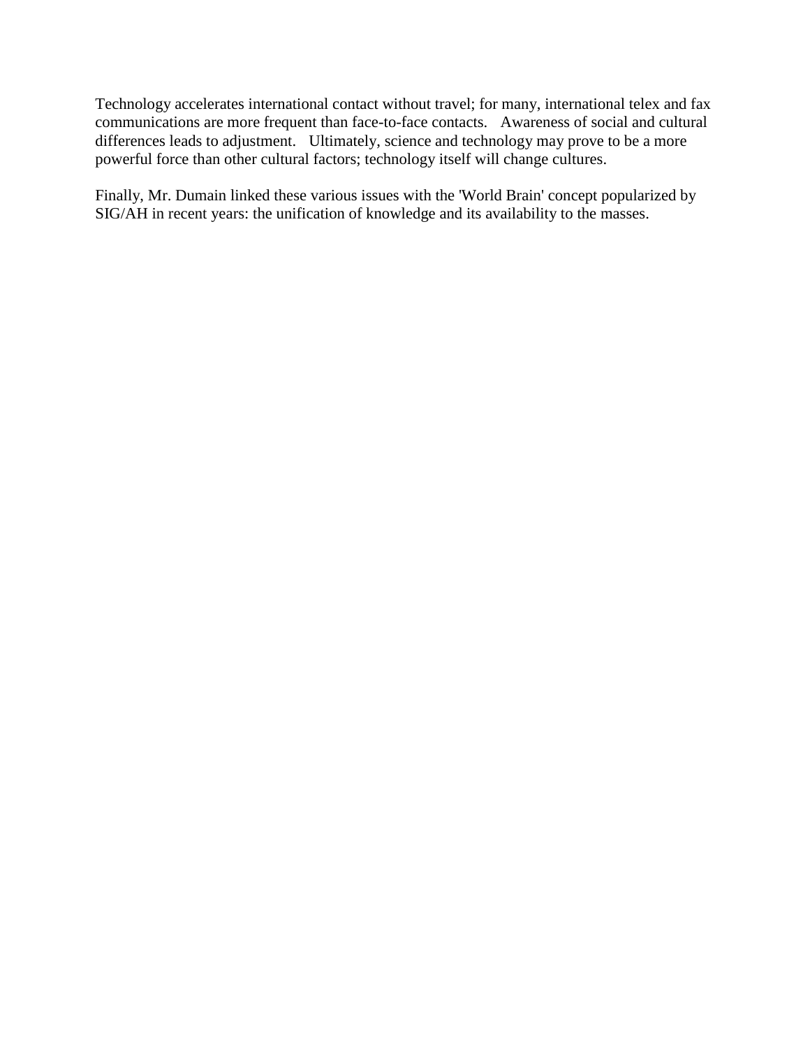Technology accelerates international contact without travel; for many, international telex and fax communications are more frequent than face-to-face contacts. Awareness of social and cultural differences leads to adjustment. Ultimately, science and technology may prove to be a more powerful force than other cultural factors; technology itself will change cultures.

Finally, Mr. Dumain linked these various issues with the 'World Brain' concept popularized by SIG/AH in recent years: the unification of knowledge and its availability to the masses.